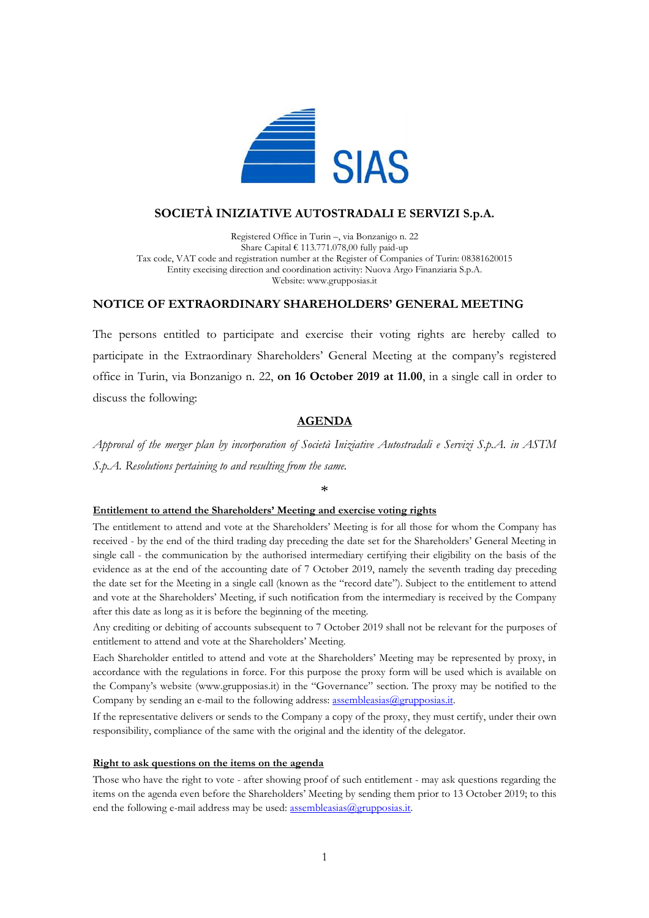SIAS

# SOCIETÀ INIZIATIVE AUTOSTRADALI E SERVIZI S.p.A.

Registered Office in Turin –, via Bonzanigo n. 22
Share Capital € 113.771.078,00 fully paid-up
Tax code, VAT code and registration number at the Register of Companies of Turin: 08381620015
Entity execising direction and coordination activity: Nuova Argo Finanziaria S.p.A.
Website: www.grupposias.it

## NOTICE OF EXTRAORDINARY SHAREHOLDERS' GENERAL MEETING

The persons entitled to participate and exercise their voting rights are hereby called to participate in the Extraordinary Shareholders' General Meeting at the company's registered office in Turin, via Bonzanigo n. 22, **on 16 October 2019 at 11.00**, in a single call in order to discuss the following:

## AGENDA

*Approval of the merger plan by incorporation of Società Iniziative Autostradali e Servizi S.p.A. in ASTM S.p.A. Resolutions pertaining to and resulting from the same.*

\*

**Entitlement to attend the Shareholders' Meeting and exercise voting rights**

The entitlement to attend and vote at the Shareholders' Meeting is for all those for whom the Company has received - by the end of the third trading day preceding the date set for the Shareholders' General Meeting in single call - the communication by the authorised intermediary certifying their eligibility on the basis of the evidence as at the end of the accounting date of 7 October 2019, namely the seventh trading day preceding the date set for the Meeting in a single call (known as the "record date"). Subject to the entitlement to attend and vote at the Shareholders' Meeting, if such notification from the intermediary is received by the Company after this date as long as it is before the beginning of the meeting.

Any crediting or debiting of accounts subsequent to 7 October 2019 shall not be relevant for the purposes of entitlement to attend and vote at the Shareholders' Meeting.

Each Shareholder entitled to attend and vote at the Shareholders' Meeting may be represented by proxy, in accordance with the regulations in force. For this purpose the proxy form will be used which is available on the Company's website (www.grupposias.it) in the "Governance" section. The proxy may be notified to the Company by sending an e-mail to the following address: assembleasias@grupposias.it.

If the representative delivers or sends to the Company a copy of the proxy, they must certify, under their own responsibility, compliance of the same with the original and the identity of the delegator.

**Right to ask questions on the items on the agenda**

Those who have the right to vote - after showing proof of such entitlement - may ask questions regarding the items on the agenda even before the Shareholders' Meeting by sending them prior to 13 October 2019; to this end the following e-mail address may be used: assembleasias@grupposias.it.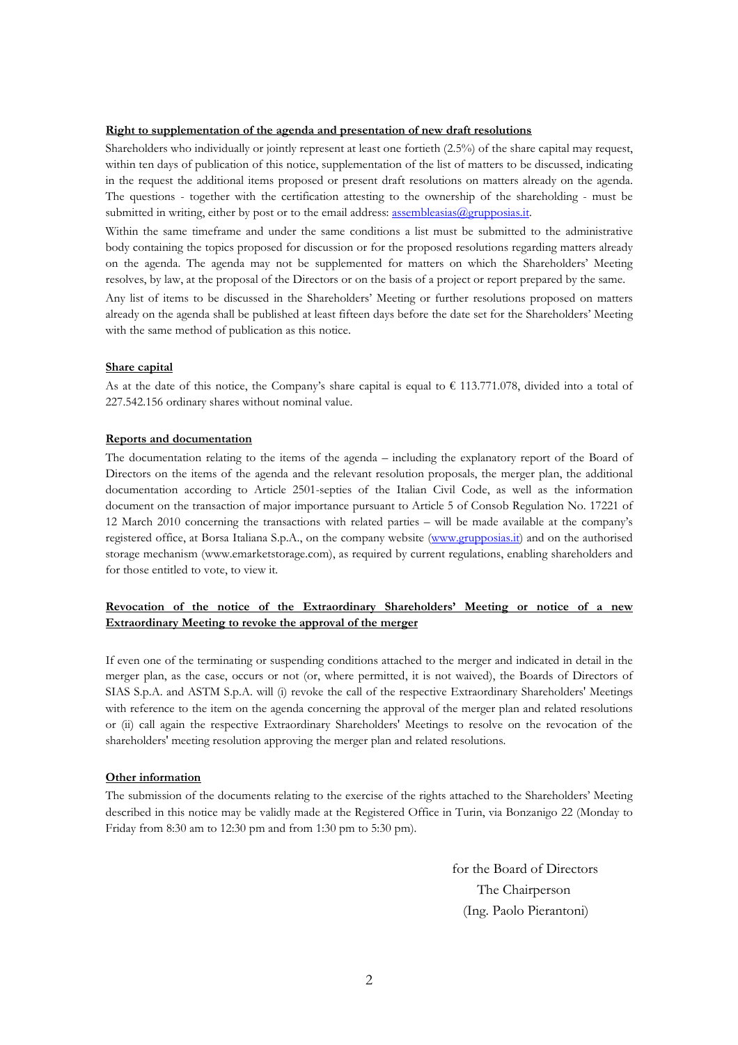**Right to supplementation of the agenda and presentation of new draft resolutions**

Shareholders who individually or jointly represent at least one fortieth (2.5%) of the share capital may request, within ten days of publication of this notice, supplementation of the list of matters to be discussed, indicating in the request the additional items proposed or present draft resolutions on matters already on the agenda. The questions - together with the certification attesting to the ownership of the shareholding - must be submitted in writing, either by post or to the email address: assembleasias@grupposias.it.

Within the same timeframe and under the same conditions a list must be submitted to the administrative body containing the topics proposed for discussion or for the proposed resolutions regarding matters already on the agenda. The agenda may not be supplemented for matters on which the Shareholders' Meeting resolves, by law, at the proposal of the Directors or on the basis of a project or report prepared by the same.

Any list of items to be discussed in the Shareholders' Meeting or further resolutions proposed on matters already on the agenda shall be published at least fifteen days before the date set for the Shareholders' Meeting with the same method of publication as this notice.

**Share capital**

As at the date of this notice, the Company's share capital is equal to € 113.771.078, divided into a total of 227.542.156 ordinary shares without nominal value.

**Reports and documentation**

The documentation relating to the items of the agenda – including the explanatory report of the Board of Directors on the items of the agenda and the relevant resolution proposals, the merger plan, the additional documentation according to Article 2501-septies of the Italian Civil Code, as well as the information document on the transaction of major importance pursuant to Article 5 of Consob Regulation No. 17221 of 12 March 2010 concerning the transactions with related parties – will be made available at the company's registered office, at Borsa Italiana S.p.A., on the company website (www.grupposias.it) and on the authorised storage mechanism (www.emarketstorage.com), as required by current regulations, enabling shareholders and for those entitled to vote, to view it.

**Revocation of the notice of the Extraordinary Shareholders' Meeting or notice of a new Extraordinary Meeting to revoke the approval of the merger**

If even one of the terminating or suspending conditions attached to the merger and indicated in detail in the merger plan, as the case, occurs or not (or, where permitted, it is not waived), the Boards of Directors of SIAS S.p.A. and ASTM S.p.A. will (i) revoke the call of the respective Extraordinary Shareholders' Meetings with reference to the item on the agenda concerning the approval of the merger plan and related resolutions or (ii) call again the respective Extraordinary Shareholders' Meetings to resolve on the revocation of the shareholders' meeting resolution approving the merger plan and related resolutions.

**Other information**

The submission of the documents relating to the exercise of the rights attached to the Shareholders' Meeting described in this notice may be validly made at the Registered Office in Turin, via Bonzanigo 22 (Monday to Friday from 8:30 am to 12:30 pm and from 1:30 pm to 5:30 pm).

for the Board of Directors
The Chairperson
(Ing. Paolo Pierantoni)